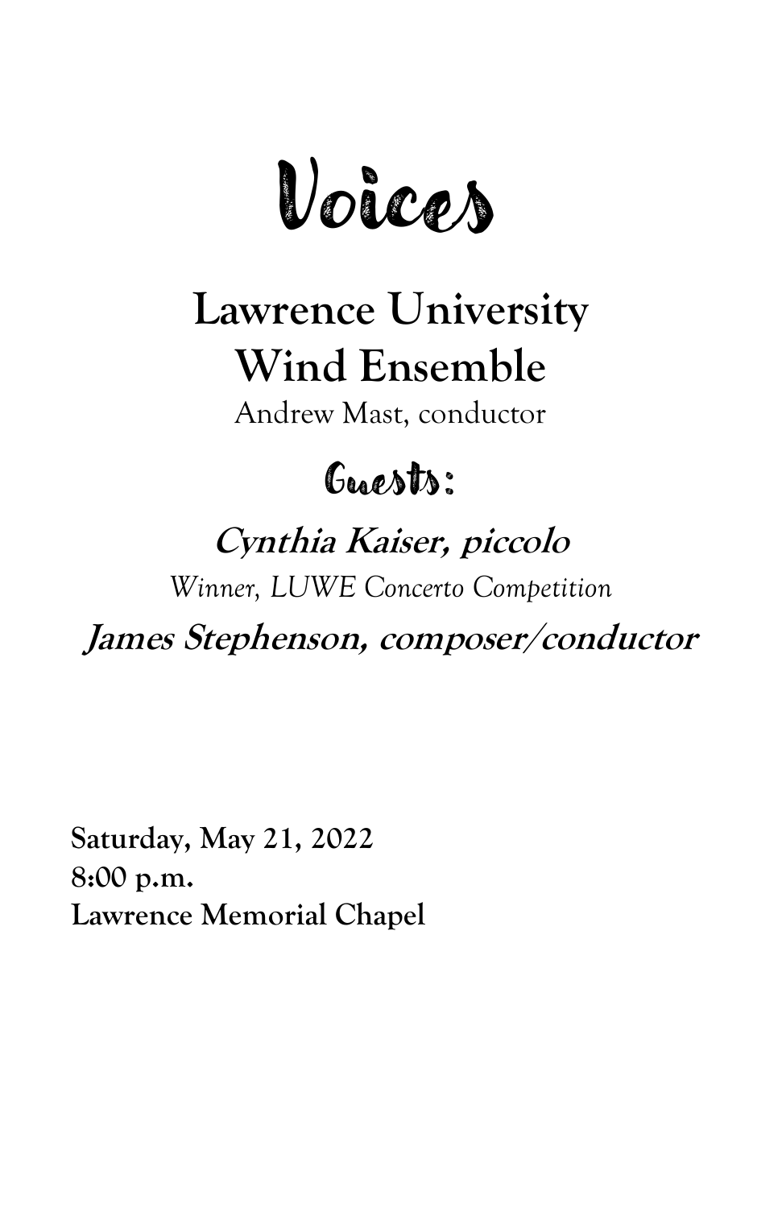# Voices

## Lawrence University Wind Ensemble

Andrew Mast, conductor

### Guests:

***Cynthia Kaiser, piccolo***

*Winner, LUWE Concerto Competition*

***James Stephenson, composer/conductor***

**Saturday, May 21, 2022**
**8:00 p.m.**
**Lawrence Memorial Chapel**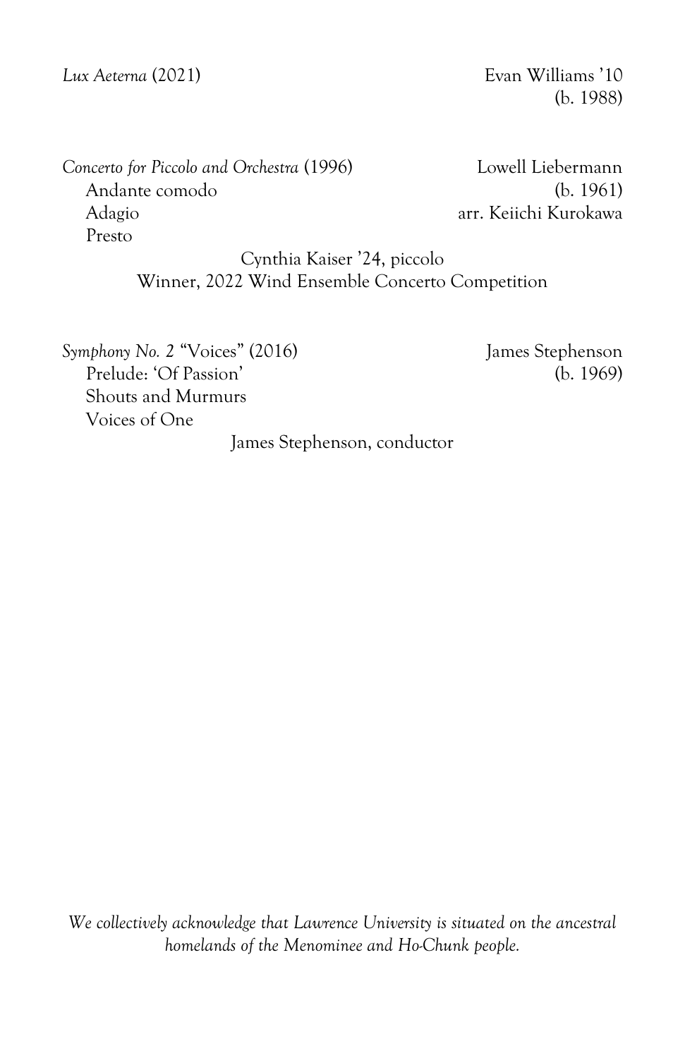*Lux Aeterna* (2021) — Evan Williams '10 (b. 1988)

*Concerto for Piccolo and Orchestra* (1996) — Lowell Liebermann (b. 1961), arr. Keiichi Kurokawa

- Andante comodo
- Adagio
- Presto

Cynthia Kaiser '24, piccolo
Winner, 2022 Wind Ensemble Concerto Competition

*Symphony No. 2* "Voices" (2016) — James Stephenson (b. 1969)

- Prelude: 'Of Passion'
- Shouts and Murmurs
- Voices of One

James Stephenson, conductor

*We collectively acknowledge that Lawrence University is situated on the ancestral homelands of the Menominee and Ho-Chunk people.*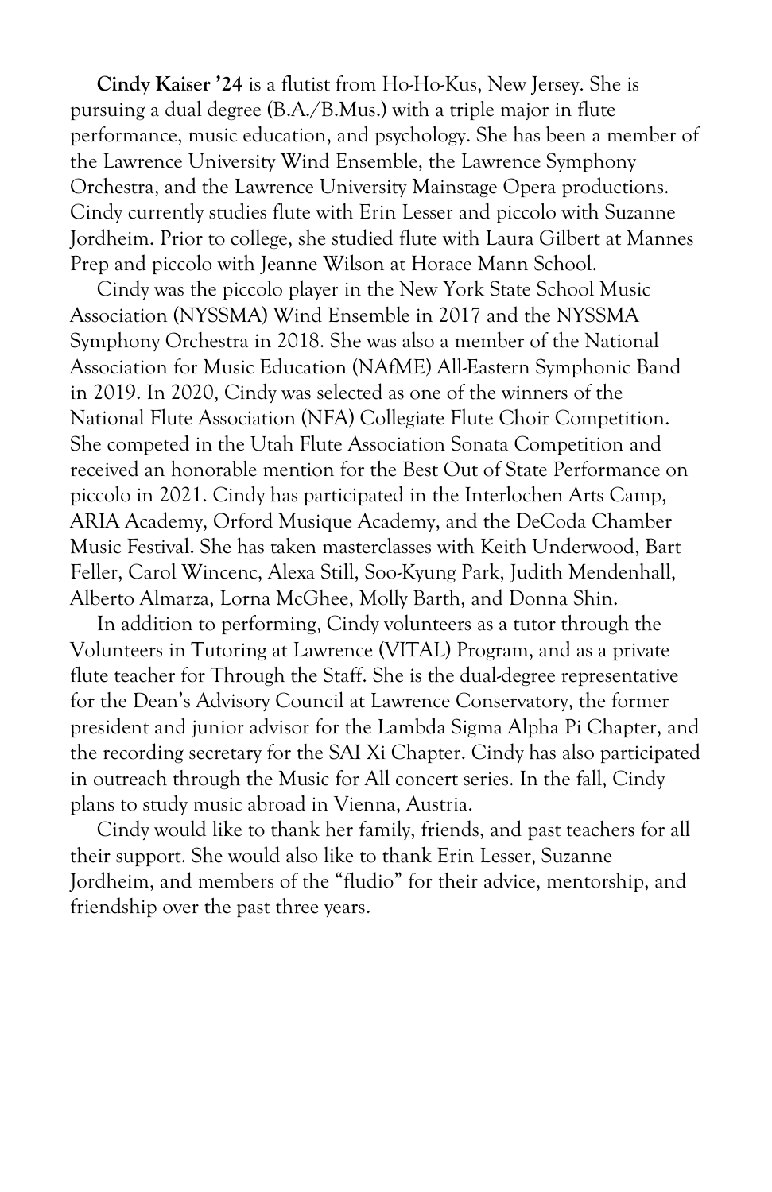**Cindy Kaiser ’24** is a flutist from Ho-Ho-Kus, New Jersey. She is pursuing a dual degree (B.A./B.Mus.) with a triple major in flute performance, music education, and psychology. She has been a member of the Lawrence University Wind Ensemble, the Lawrence Symphony Orchestra, and the Lawrence University Mainstage Opera productions. Cindy currently studies flute with Erin Lesser and piccolo with Suzanne Jordheim. Prior to college, she studied flute with Laura Gilbert at Mannes Prep and piccolo with Jeanne Wilson at Horace Mann School.

Cindy was the piccolo player in the New York State School Music Association (NYSSMA) Wind Ensemble in 2017 and the NYSSMA Symphony Orchestra in 2018. She was also a member of the National Association for Music Education (NAfME) All-Eastern Symphonic Band in 2019. In 2020, Cindy was selected as one of the winners of the National Flute Association (NFA) Collegiate Flute Choir Competition. She competed in the Utah Flute Association Sonata Competition and received an honorable mention for the Best Out of State Performance on piccolo in 2021. Cindy has participated in the Interlochen Arts Camp, ARIA Academy, Orford Musique Academy, and the DeCoda Chamber Music Festival. She has taken masterclasses with Keith Underwood, Bart Feller, Carol Wincenc, Alexa Still, Soo-Kyung Park, Judith Mendenhall, Alberto Almarza, Lorna McGhee, Molly Barth, and Donna Shin.

In addition to performing, Cindy volunteers as a tutor through the Volunteers in Tutoring at Lawrence (VITAL) Program, and as a private flute teacher for Through the Staff. She is the dual-degree representative for the Dean’s Advisory Council at Lawrence Conservatory, the former president and junior advisor for the Lambda Sigma Alpha Pi Chapter, and the recording secretary for the SAI Xi Chapter. Cindy has also participated in outreach through the Music for All concert series. In the fall, Cindy plans to study music abroad in Vienna, Austria.

Cindy would like to thank her family, friends, and past teachers for all their support. She would also like to thank Erin Lesser, Suzanne Jordheim, and members of the “fludio” for their advice, mentorship, and friendship over the past three years.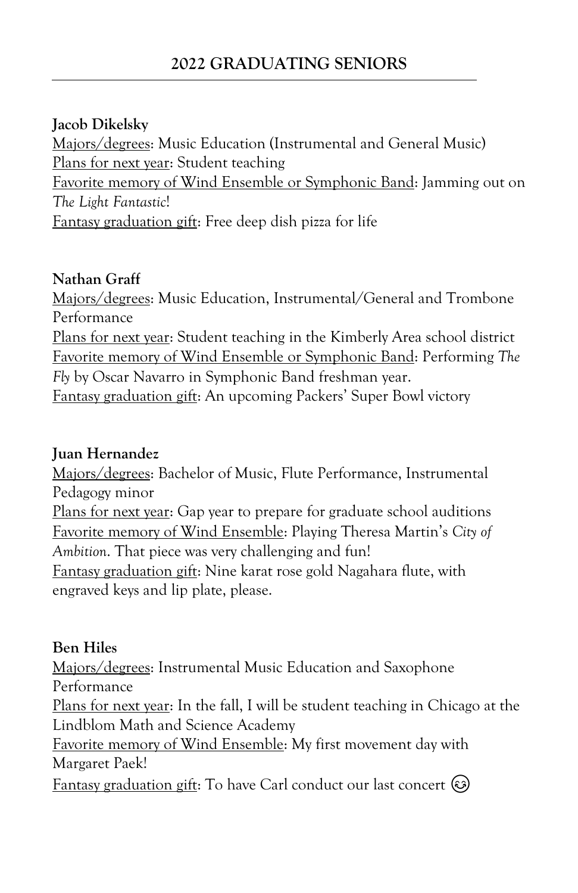## 2022 GRADUATING SENIORS

**Jacob Dikelsky**

<u>Majors/degrees</u>: Music Education (Instrumental and General Music)
<u>Plans for next year</u>: Student teaching
<u>Favorite memory of Wind Ensemble or Symphonic Band</u>: Jamming out on *The Light Fantastic*!
<u>Fantasy graduation gift</u>: Free deep dish pizza for life

**Nathan Graff**

<u>Majors/degrees</u>: Music Education, Instrumental/General and Trombone Performance
<u>Plans for next year</u>: Student teaching in the Kimberly Area school district
<u>Favorite memory of Wind Ensemble or Symphonic Band</u>: Performing *The Fly* by Oscar Navarro in Symphonic Band freshman year.
<u>Fantasy graduation gift</u>: An upcoming Packers' Super Bowl victory

**Juan Hernandez**

<u>Majors/degrees</u>: Bachelor of Music, Flute Performance, Instrumental Pedagogy minor
<u>Plans for next year</u>: Gap year to prepare for graduate school auditions
<u>Favorite memory of Wind Ensemble</u>: Playing Theresa Martin's *City of Ambition*. That piece was very challenging and fun!
<u>Fantasy graduation gift</u>: Nine karat rose gold Nagahara flute, with engraved keys and lip plate, please.

**Ben Hiles**

<u>Majors/degrees</u>: Instrumental Music Education and Saxophone Performance
<u>Plans for next year</u>: In the fall, I will be student teaching in Chicago at the Lindblom Math and Science Academy
<u>Favorite memory of Wind Ensemble</u>: My first movement day with Margaret Paek!
<u>Fantasy graduation gift</u>: To have Carl conduct our last concert 😊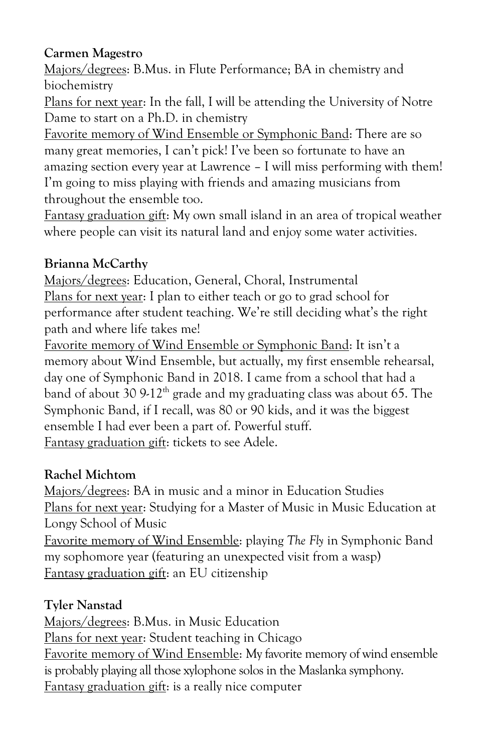**Carmen Magestro**

Majors/degrees: B.Mus. in Flute Performance; BA in chemistry and biochemistry

Plans for next year: In the fall, I will be attending the University of Notre Dame to start on a Ph.D. in chemistry

Favorite memory of Wind Ensemble or Symphonic Band: There are so many great memories, I can't pick! I've been so fortunate to have an amazing section every year at Lawrence – I will miss performing with them! I'm going to miss playing with friends and amazing musicians from throughout the ensemble too.

Fantasy graduation gift: My own small island in an area of tropical weather where people can visit its natural land and enjoy some water activities.

**Brianna McCarthy**

Majors/degrees: Education, General, Choral, Instrumental

Plans for next year: I plan to either teach or go to grad school for performance after student teaching. We're still deciding what's the right path and where life takes me!

Favorite memory of Wind Ensemble or Symphonic Band: It isn't a memory about Wind Ensemble, but actually, my first ensemble rehearsal, day one of Symphonic Band in 2018. I came from a school that had a band of about 30 9-12th grade and my graduating class was about 65. The Symphonic Band, if I recall, was 80 or 90 kids, and it was the biggest ensemble I had ever been a part of. Powerful stuff.

Fantasy graduation gift: tickets to see Adele.

**Rachel Michtom**

Majors/degrees: BA in music and a minor in Education Studies

Plans for next year: Studying for a Master of Music in Music Education at Longy School of Music

Favorite memory of Wind Ensemble: playing *The Fly* in Symphonic Band my sophomore year (featuring an unexpected visit from a wasp)

Fantasy graduation gift: an EU citizenship

**Tyler Nanstad**

Majors/degrees: B.Mus. in Music Education

Plans for next year: Student teaching in Chicago

Favorite memory of Wind Ensemble: My favorite memory of wind ensemble is probably playing all those xylophone solos in the Maslanka symphony.

Fantasy graduation gift: is a really nice computer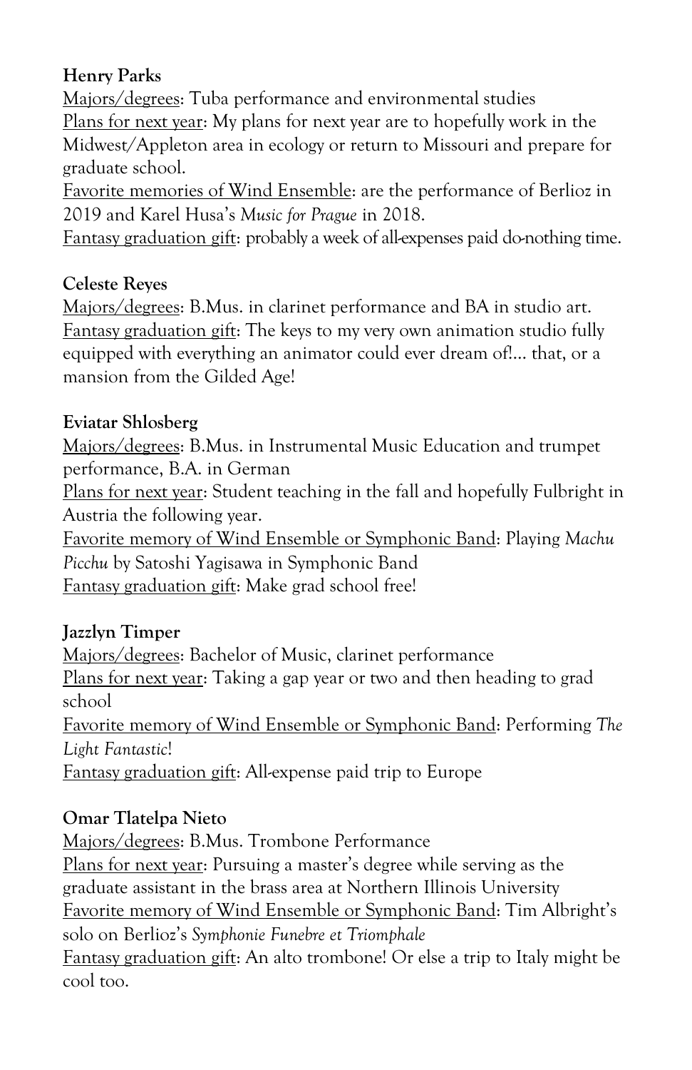**Henry Parks**

Majors/degrees: Tuba performance and environmental studies

Plans for next year: My plans for next year are to hopefully work in the Midwest/Appleton area in ecology or return to Missouri and prepare for graduate school.

Favorite memories of Wind Ensemble: are the performance of Berlioz in 2019 and Karel Husa's *Music for Prague* in 2018.

Fantasy graduation gift: probably a week of all-expenses paid do-nothing time.

**Celeste Reyes**

Majors/degrees: B.Mus. in clarinet performance and BA in studio art.

Fantasy graduation gift: The keys to my very own animation studio fully equipped with everything an animator could ever dream of!... that, or a mansion from the Gilded Age!

**Eviatar Shlosberg**

Majors/degrees: B.Mus. in Instrumental Music Education and trumpet performance, B.A. in German

Plans for next year: Student teaching in the fall and hopefully Fulbright in Austria the following year.

Favorite memory of Wind Ensemble or Symphonic Band: Playing *Machu Picchu* by Satoshi Yagisawa in Symphonic Band

Fantasy graduation gift: Make grad school free!

**Jazzlyn Timper**

Majors/degrees: Bachelor of Music, clarinet performance

Plans for next year: Taking a gap year or two and then heading to grad school

Favorite memory of Wind Ensemble or Symphonic Band: Performing *The Light Fantastic*!

Fantasy graduation gift: All-expense paid trip to Europe

**Omar Tlatelpa Nieto**

Majors/degrees: B.Mus. Trombone Performance

Plans for next year: Pursuing a master's degree while serving as the graduate assistant in the brass area at Northern Illinois University

Favorite memory of Wind Ensemble or Symphonic Band: Tim Albright's solo on Berlioz's *Symphonie Funebre et Triomphale*

Fantasy graduation gift: An alto trombone! Or else a trip to Italy might be cool too.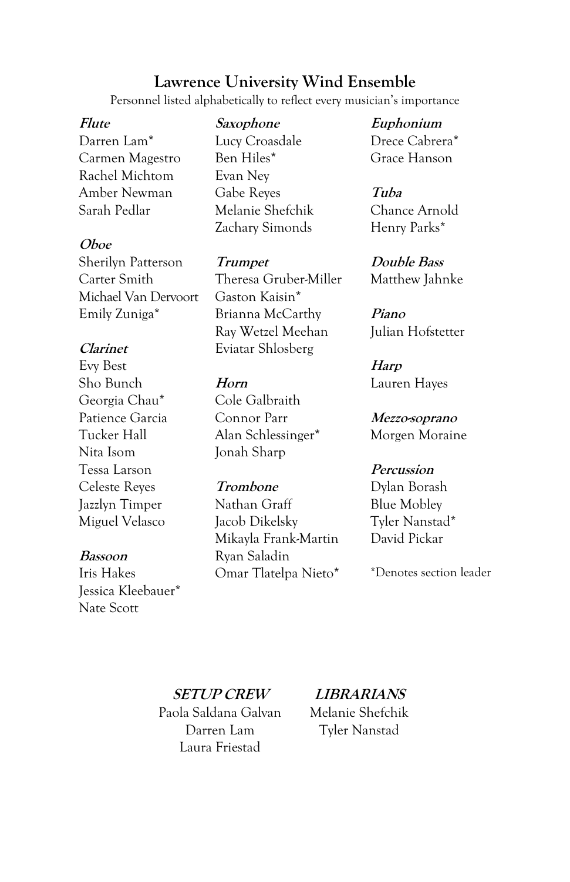## Lawrence University Wind Ensemble

Personnel listed alphabetically to reflect every musician's importance

***Flute***
Darren Lam*
Carmen Magestro
Rachel Michtom
Amber Newman
Sarah Pedlar

***Oboe***
Sherilyn Patterson
Carter Smith
Michael Van Dervoort
Emily Zuniga*

***Clarinet***
Evy Best
Sho Bunch
Georgia Chau*
Patience Garcia
Tucker Hall
Nita Isom
Tessa Larson
Celeste Reyes
Jazzlyn Timper
Miguel Velasco

***Bassoon***
Iris Hakes
Jessica Kleebauer*
Nate Scott

***Saxophone***
Lucy Croasdale
Ben Hiles*
Evan Ney
Gabe Reyes
Melanie Shefchik
Zachary Simonds

***Trumpet***
Theresa Gruber-Miller
Gaston Kaisin*
Brianna McCarthy
Ray Wetzel Meehan
Eviatar Shlosberg

***Horn***
Cole Galbraith
Connor Parr
Alan Schlessinger*
Jonah Sharp

***Trombone***
Nathan Graff
Jacob Dikelsky
Mikayla Frank-Martin
Ryan Saladin
Omar Tlatelpa Nieto*

***Euphonium***
Drece Cabrera*
Grace Hanson

***Tuba***
Chance Arnold
Henry Parks*

***Double Bass***
Matthew Jahnke

***Piano***
Julian Hofstetter

***Harp***
Lauren Hayes

***Mezzo-soprano***
Morgen Moraine

***Percussion***
Dylan Borash
Blue Mobley
Tyler Nanstad*
David Pickar

*Denotes section leader

***SETUP CREW***
Paola Saldana Galvan
Darren Lam
Laura Friestad

***LIBRARIANS***
Melanie Shefchik
Tyler Nanstad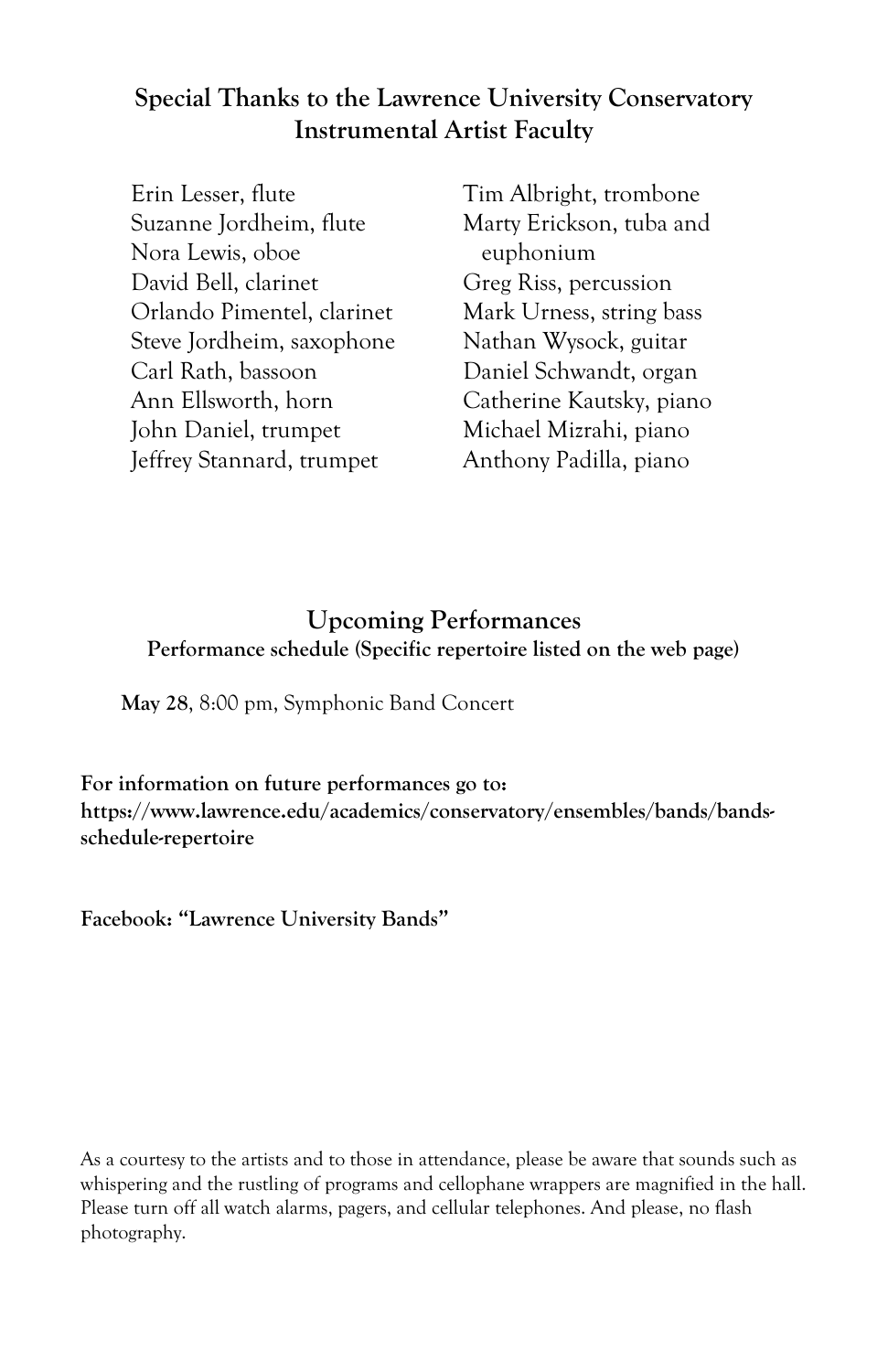## Special Thanks to the Lawrence University Conservatory Instrumental Artist Faculty

Erin Lesser, flute
Suzanne Jordheim, flute
Nora Lewis, oboe
David Bell, clarinet
Orlando Pimentel, clarinet
Steve Jordheim, saxophone
Carl Rath, bassoon
Ann Ellsworth, horn
John Daniel, trumpet
Jeffrey Stannard, trumpet
Tim Albright, trombone
Marty Erickson, tuba and euphonium
Greg Riss, percussion
Mark Urness, string bass
Nathan Wysock, guitar
Daniel Schwandt, organ
Catherine Kautsky, piano
Michael Mizrahi, piano
Anthony Padilla, piano

## Upcoming Performances

**Performance schedule (Specific repertoire listed on the web page)**

**May 28**, 8:00 pm, Symphonic Band Concert

**For information on future performances go to: https://www.lawrence.edu/academics/conservatory/ensembles/bands/bands-schedule-repertoire**

**Facebook: "Lawrence University Bands"**

As a courtesy to the artists and to those in attendance, please be aware that sounds such as whispering and the rustling of programs and cellophane wrappers are magnified in the hall. Please turn off all watch alarms, pagers, and cellular telephones. And please, no flash photography.